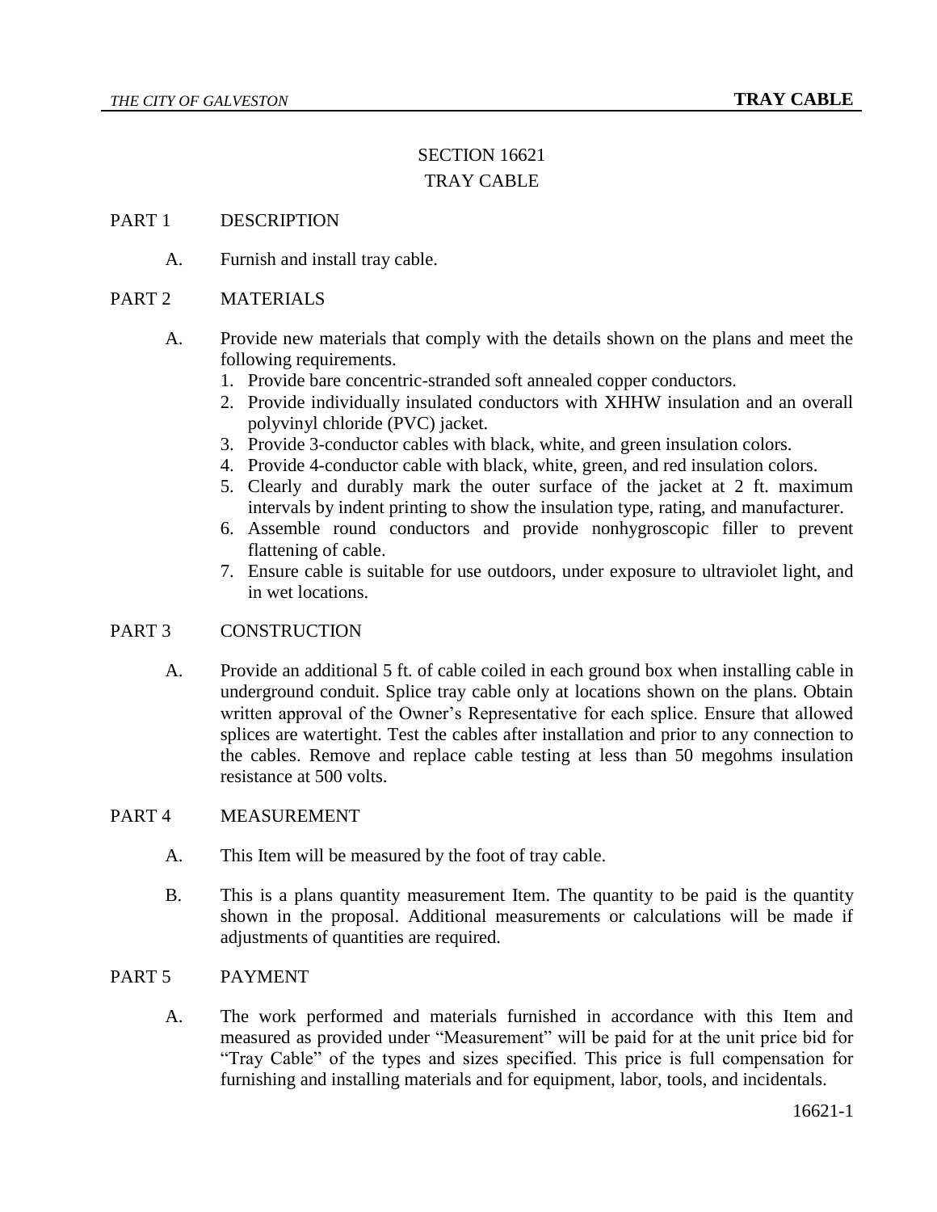# SECTION 16621
# TRAY CABLE

## PART 1 DESCRIPTION

A. Furnish and install tray cable.

## PART 2 MATERIALS

A. Provide new materials that comply with the details shown on the plans and meet the following requirements.
   1. Provide bare concentric-stranded soft annealed copper conductors.
   2. Provide individually insulated conductors with XHHW insulation and an overall polyvinyl chloride (PVC) jacket.
   3. Provide 3-conductor cables with black, white, and green insulation colors.
   4. Provide 4-conductor cable with black, white, green, and red insulation colors.
   5. Clearly and durably mark the outer surface of the jacket at 2 ft. maximum intervals by indent printing to show the insulation type, rating, and manufacturer.
   6. Assemble round conductors and provide nonhygroscopic filler to prevent flattening of cable.
   7. Ensure cable is suitable for use outdoors, under exposure to ultraviolet light, and in wet locations.

## PART 3 CONSTRUCTION

A. Provide an additional 5 ft. of cable coiled in each ground box when installing cable in underground conduit. Splice tray cable only at locations shown on the plans. Obtain written approval of the Owner's Representative for each splice. Ensure that allowed splices are watertight. Test the cables after installation and prior to any connection to the cables. Remove and replace cable testing at less than 50 megohms insulation resistance at 500 volts.

## PART 4 MEASUREMENT

A. This Item will be measured by the foot of tray cable.

B. This is a plans quantity measurement Item. The quantity to be paid is the quantity shown in the proposal. Additional measurements or calculations will be made if adjustments of quantities are required.

## PART 5 PAYMENT

A. The work performed and materials furnished in accordance with this Item and measured as provided under "Measurement" will be paid for at the unit price bid for "Tray Cable" of the types and sizes specified. This price is full compensation for furnishing and installing materials and for equipment, labor, tools, and incidentals.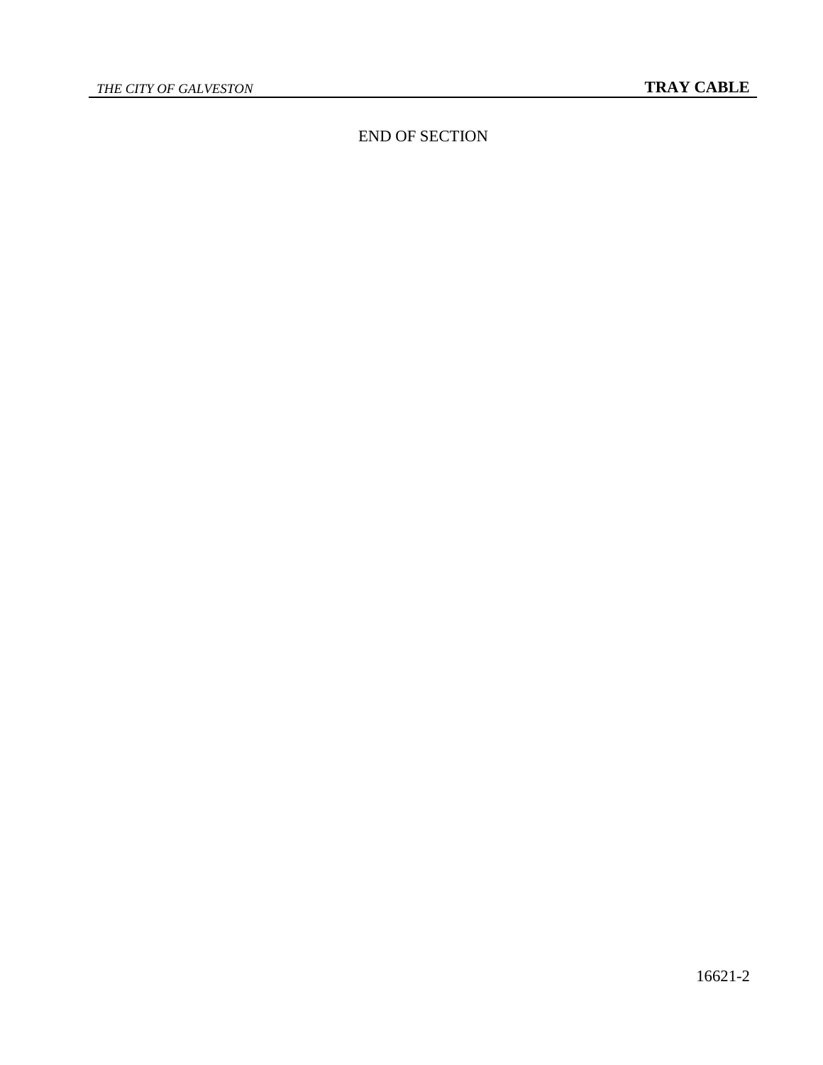END OF SECTION